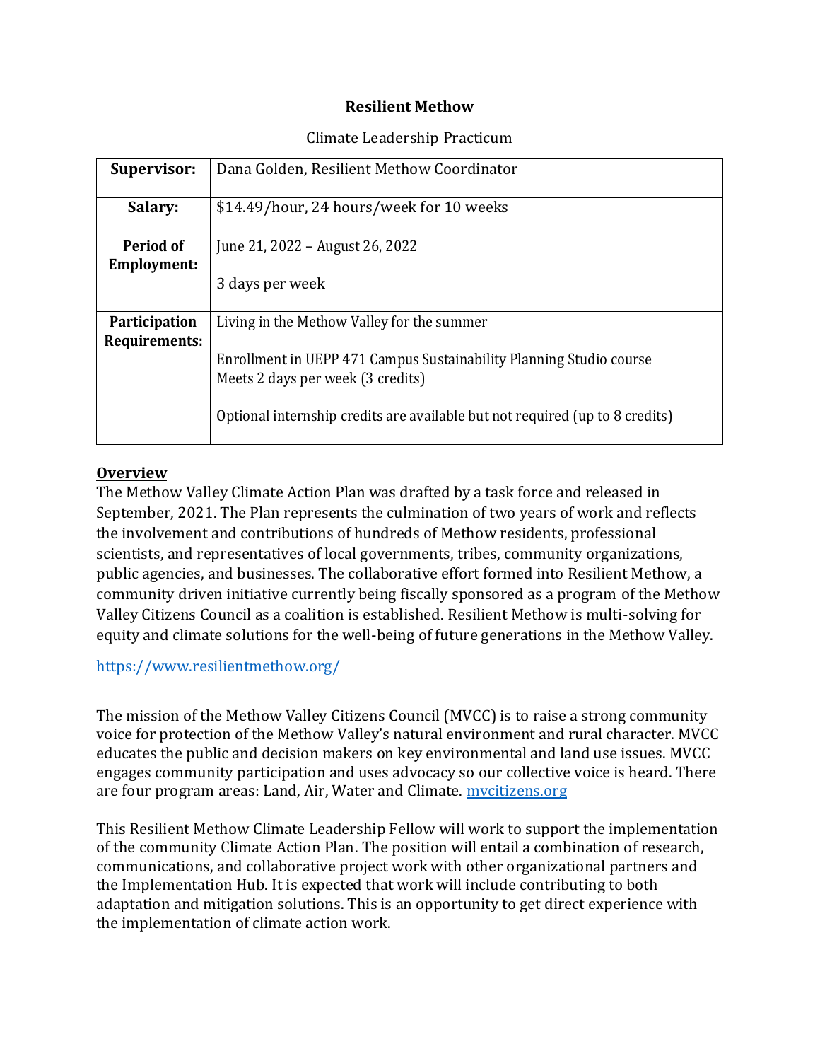**Resilient Methow**

Climate Leadership Practicum

| | |
|---|---|
| **Supervisor:** | Dana Golden, Resilient Methow Coordinator |
| **Salary:** | $14.49/hour, 24 hours/week for 10 weeks |
| **Period of Employment:** | June 21, 2022 – August 26, 2022<br><br>3 days per week |
| **Participation Requirements:** | Living in the Methow Valley for the summer<br><br>Enrollment in UEPP 471 Campus Sustainability Planning Studio course<br>Meets 2 days per week (3 credits)<br><br>Optional internship credits are available but not required (up to 8 credits) |

## Overview

The Methow Valley Climate Action Plan was drafted by a task force and released in September, 2021. The Plan represents the culmination of two years of work and reflects the involvement and contributions of hundreds of Methow residents, professional scientists, and representatives of local governments, tribes, community organizations, public agencies, and businesses. The collaborative effort formed into Resilient Methow, a community driven initiative currently being fiscally sponsored as a program of the Methow Valley Citizens Council as a coalition is established. Resilient Methow is multi-solving for equity and climate solutions for the well-being of future generations in the Methow Valley.

https://www.resilientmethow.org/

The mission of the Methow Valley Citizens Council (MVCC) is to raise a strong community voice for protection of the Methow Valley's natural environment and rural character. MVCC educates the public and decision makers on key environmental and land use issues. MVCC engages community participation and uses advocacy so our collective voice is heard. There are four program areas: Land, Air, Water and Climate. mvcitizens.org

This Resilient Methow Climate Leadership Fellow will work to support the implementation of the community Climate Action Plan. The position will entail a combination of research, communications, and collaborative project work with other organizational partners and the Implementation Hub. It is expected that work will include contributing to both adaptation and mitigation solutions. This is an opportunity to get direct experience with the implementation of climate action work.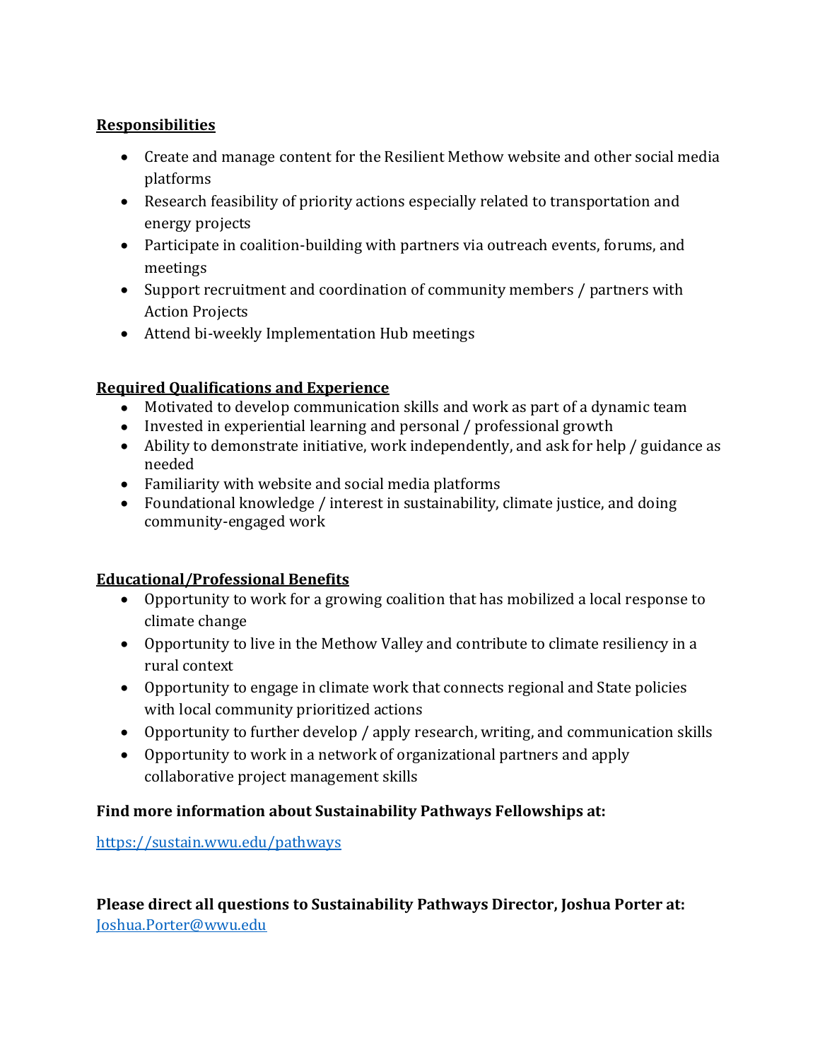## Responsibilities

- Create and manage content for the Resilient Methow website and other social media platforms
- Research feasibility of priority actions especially related to transportation and energy projects
- Participate in coalition-building with partners via outreach events, forums, and meetings
- Support recruitment and coordination of community members / partners with Action Projects
- Attend bi-weekly Implementation Hub meetings

## Required Qualifications and Experience

- Motivated to develop communication skills and work as part of a dynamic team
- Invested in experiential learning and personal / professional growth
- Ability to demonstrate initiative, work independently, and ask for help / guidance as needed
- Familiarity with website and social media platforms
- Foundational knowledge / interest in sustainability, climate justice, and doing community-engaged work

## Educational/Professional Benefits

- Opportunity to work for a growing coalition that has mobilized a local response to climate change
- Opportunity to live in the Methow Valley and contribute to climate resiliency in a rural context
- Opportunity to engage in climate work that connects regional and State policies with local community prioritized actions
- Opportunity to further develop / apply research, writing, and communication skills
- Opportunity to work in a network of organizational partners and apply collaborative project management skills

**Find more information about Sustainability Pathways Fellowships at:**

https://sustain.wwu.edu/pathways

**Please direct all questions to Sustainability Pathways Director, Joshua Porter at:**
Joshua.Porter@wwu.edu